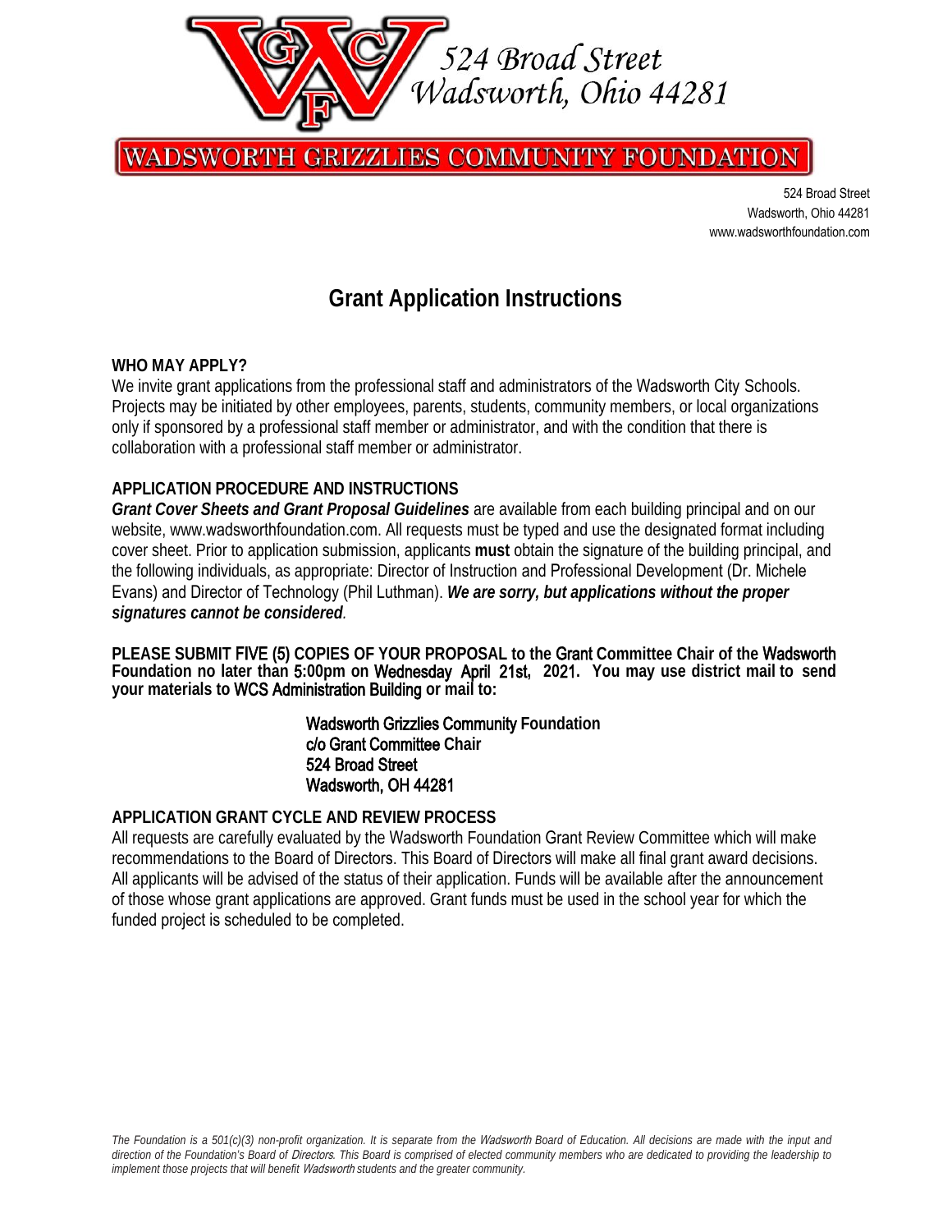524 Broad Street
Wadsworth, Ohio 44281

WADSWORTH GRIZZLIES COMMUNITY FOUNDATION

524 Broad Street
Wadsworth, Ohio 44281
www.wadsworthfoundation.com

# Grant Application Instructions

**WHO MAY APPLY?**

We invite grant applications from the professional staff and administrators of the Wadsworth City Schools. Projects may be initiated by other employees, parents, students, community members, or local organizations only if sponsored by a professional staff member or administrator, and with the condition that there is collaboration with a professional staff member or administrator.

**APPLICATION PROCEDURE AND INSTRUCTIONS**

***Grant Cover Sheets and Grant Proposal Guidelines*** are available from each building principal and on our website, www.wadsworthfoundation.com. All requests must be typed and use the designated format including cover sheet. Prior to application submission, applicants **must** obtain the signature of the building principal, and the following individuals, as appropriate: Director of Instruction and Professional Development (Dr. Michele Evans) and Director of Technology (Phil Luthman). ***We are sorry, but applications without the proper signatures cannot be considered***.

**PLEASE SUBMIT FIVE (5) COPIES OF YOUR PROPOSAL to the Grant Committee Chair of the Wadsworth Foundation no later than 5:00pm on Wednesday April 21st, 2021. You may use district mail to send your materials to WCS Administration Building or mail to:**

**Wadsworth Grizzlies Community Foundation**
**c/o Grant Committee Chair**
**524 Broad Street**
**Wadsworth, OH 44281**

**APPLICATION GRANT CYCLE AND REVIEW PROCESS**

All requests are carefully evaluated by the Wadsworth Foundation Grant Review Committee which will make recommendations to the Board of Directors. This Board of Directors will make all final grant award decisions. All applicants will be advised of the status of their application. Funds will be available after the announcement of those whose grant applications are approved. Grant funds must be used in the school year for which the funded project is scheduled to be completed.

*The Foundation is a 501(c)(3) non-profit organization. It is separate from the Wadsworth Board of Education. All decisions are made with the input and direction of the Foundation's Board of Directors. This Board is comprised of elected community members who are dedicated to providing the leadership to implement those projects that will benefit Wadsworth students and the greater community.*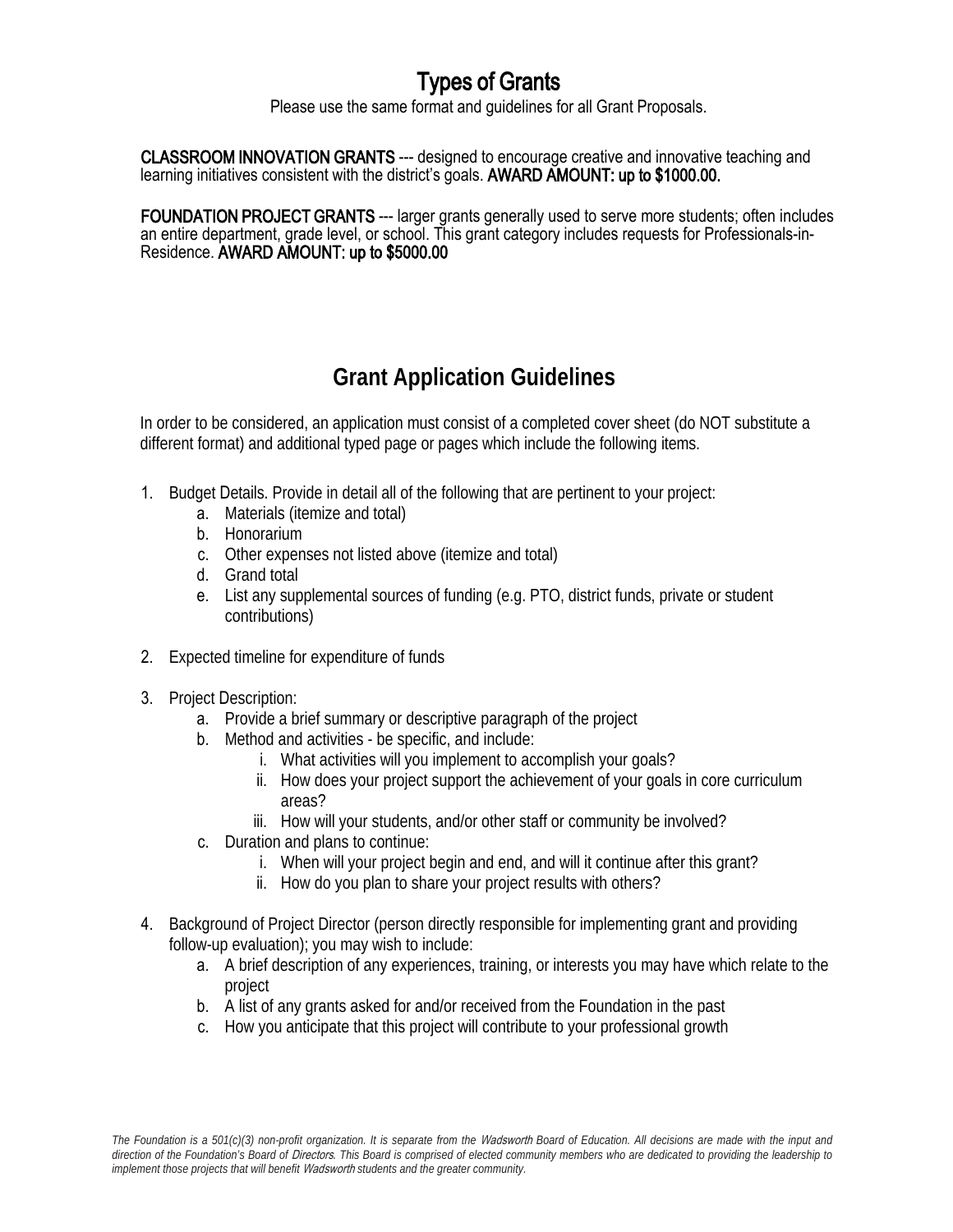# Types of Grants

Please use the same format and guidelines for all Grant Proposals.

**CLASSROOM INNOVATION GRANTS** --- designed to encourage creative and innovative teaching and learning initiatives consistent with the district's goals. **AWARD AMOUNT: up to $1000.00.**

**FOUNDATION PROJECT GRANTS** --- larger grants generally used to serve more students; often includes an entire department, grade level, or school. This grant category includes requests for Professionals-in-Residence. **AWARD AMOUNT: up to $5000.00**

# Grant Application Guidelines

In order to be considered, an application must consist of a completed cover sheet (do NOT substitute a different format) and additional typed page or pages which include the following items.

1. Budget Details. Provide in detail all of the following that are pertinent to your project:
    a. Materials (itemize and total)
    b. Honorarium
    c. Other expenses not listed above (itemize and total)
    d. Grand total
    e. List any supplemental sources of funding (e.g. PTO, district funds, private or student contributions)

2. Expected timeline for expenditure of funds

3. Project Description:
    a. Provide a brief summary or descriptive paragraph of the project
    b. Method and activities - be specific, and include:
        i. What activities will you implement to accomplish your goals?
        ii. How does your project support the achievement of your goals in core curriculum areas?
        iii. How will your students, and/or other staff or community be involved?
    c. Duration and plans to continue:
        i. When will your project begin and end, and will it continue after this grant?
        ii. How do you plan to share your project results with others?

4. Background of Project Director (person directly responsible for implementing grant and providing follow-up evaluation); you may wish to include:
    a. A brief description of any experiences, training, or interests you may have which relate to the project
    b. A list of any grants asked for and/or received from the Foundation in the past
    c. How you anticipate that this project will contribute to your professional growth

*The Foundation is a 501(c)(3) non-profit organization. It is separate from the Wadsworth Board of Education. All decisions are made with the input and direction of the Foundation's Board of Directors. This Board is comprised of elected community members who are dedicated to providing the leadership to implement those projects that will benefit Wadsworth students and the greater community.*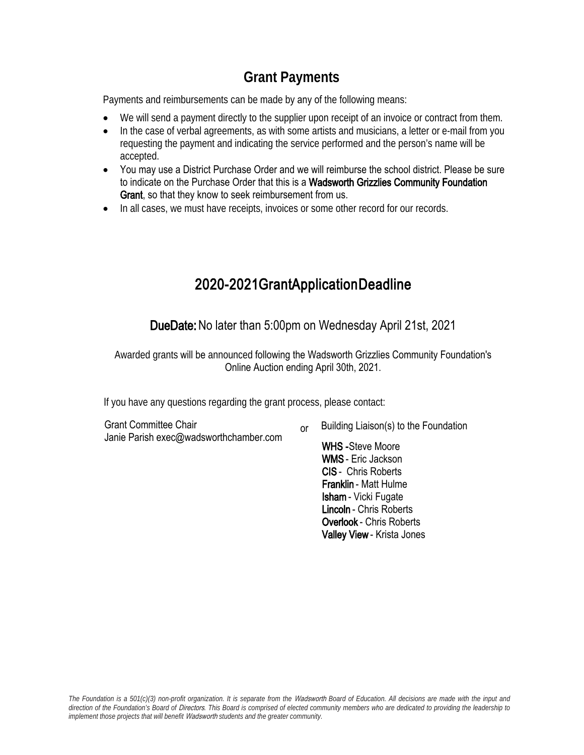## Grant Payments

Payments and reimbursements can be made by any of the following means:

- We will send a payment directly to the supplier upon receipt of an invoice or contract from them.
- In the case of verbal agreements, as with some artists and musicians, a letter or e-mail from you requesting the payment and indicating the service performed and the person's name will be accepted.
- You may use a District Purchase Order and we will reimburse the school district. Please be sure to indicate on the Purchase Order that this is a **Wadsworth Grizzlies Community Foundation Grant**, so that they know to seek reimbursement from us.
- In all cases, we must have receipts, invoices or some other record for our records.

## 2020-2021 Grant Application Deadline

**Due Date:** No later than 5:00pm on Wednesday April 21st, 2021

Awarded grants will be announced following the Wadsworth Grizzlies Community Foundation's Online Auction ending April 30th, 2021.

If you have any questions regarding the grant process, please contact:

Grant Committee Chair
Janie Parish exec@wadsworthchamber.com

or

Building Liaison(s) to the Foundation

**WHS** - Steve Moore
**WMS** - Eric Jackson
**CIS** - Chris Roberts
**Franklin** - Matt Hulme
**Isham** - Vicki Fugate
**Lincoln** - Chris Roberts
**Overlook** - Chris Roberts
**Valley View** - Krista Jones

*The Foundation is a 501(c)(3) non-profit organization. It is separate from the Wadsworth Board of Education. All decisions are made with the input and direction of the Foundation's Board of Directors. This Board is comprised of elected community members who are dedicated to providing the leadership to implement those projects that will benefit Wadsworth students and the greater community.*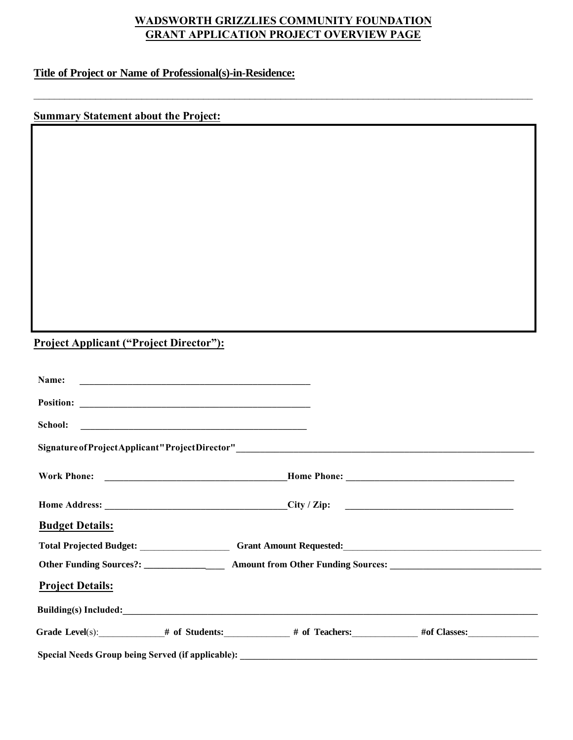# WADSWORTH GRIZZLIES COMMUNITY FOUNDATION
## GRANT APPLICATION PROJECT OVERVIEW PAGE

**Title of Project or Name of Professional(s)-in-Residence:**

_______________________________________________________________________________________

**Summary Statement about the Project:**

**Project Applicant ("Project Director"):**

**Name:** _______________________________________________

**Position:** _______________________________________________

**School:** _______________________________________________

**Signature of Project Applicant "Project Director"** _______________________________________________

**Work Phone:** _____________________________________ **Home Phone:** _____________________________________

**Home Address:** _____________________________________ **City / Zip:** _____________________________________

**Budget Details:**

**Total Projected Budget:** __________________ **Grant Amount Requested:** _____________________________________

**Other Funding Sources?:** _________________ **Amount from Other Funding Sources:** _____________________________

**Project Details:**

**Building(s) Included:** _______________________________________________________________________________

**Grade Level**(s): _____________ **# of Students:** _____________ **# of Teachers:** _____________ **#of Classes:** _______________

**Special Needs Group being Served (if applicable):** ______________________________________________________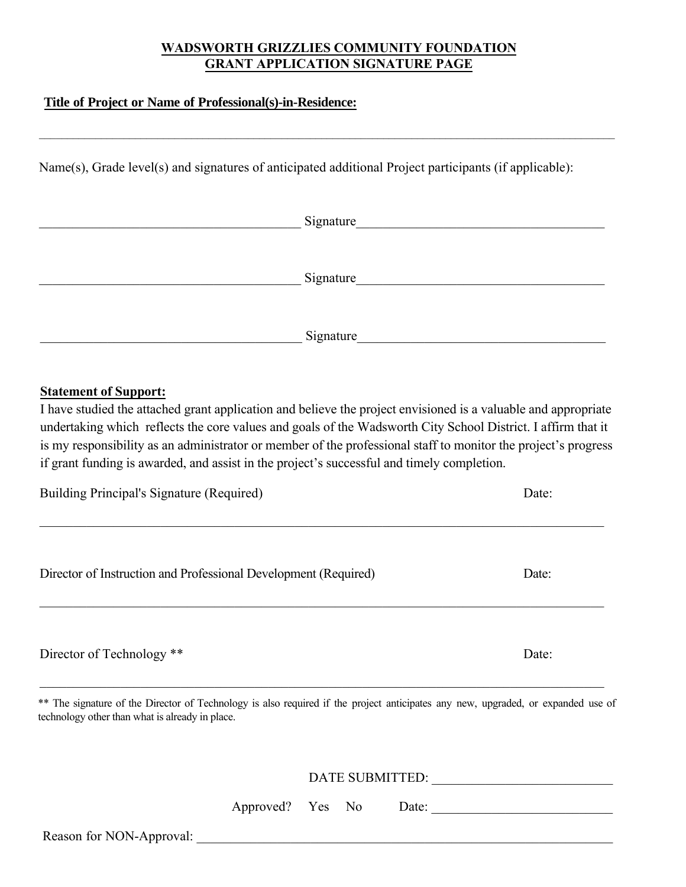**WADSWORTH GRIZZLIES COMMUNITY FOUNDATION**
**GRANT APPLICATION SIGNATURE PAGE**

**Title of Project or Name of Professional(s)-in-Residence:**

\_\_\_\_\_\_\_\_\_\_\_\_\_\_\_\_\_\_\_\_\_\_\_\_\_\_\_\_\_\_\_\_\_\_\_\_\_\_\_\_\_\_\_\_\_\_\_\_\_\_\_\_\_\_\_\_\_\_\_\_\_\_\_\_\_\_\_\_\_\_\_\_\_\_\_\_\_\_\_\_\_\_\_\_\_\_\_\_\_\_\_

Name(s), Grade level(s) and signatures of anticipated additional Project participants (if applicable):

\_\_\_\_\_\_\_\_\_\_\_\_\_\_\_\_\_\_\_\_\_\_\_\_\_\_\_\_\_\_\_\_\_\_\_\_\_\_\_ Signature\_\_\_\_\_\_\_\_\_\_\_\_\_\_\_\_\_\_\_\_\_\_\_\_\_\_\_\_\_\_\_\_\_\_\_\_\_\_

\_\_\_\_\_\_\_\_\_\_\_\_\_\_\_\_\_\_\_\_\_\_\_\_\_\_\_\_\_\_\_\_\_\_\_\_\_\_\_ Signature\_\_\_\_\_\_\_\_\_\_\_\_\_\_\_\_\_\_\_\_\_\_\_\_\_\_\_\_\_\_\_\_\_\_\_\_\_\_

\_\_\_\_\_\_\_\_\_\_\_\_\_\_\_\_\_\_\_\_\_\_\_\_\_\_\_\_\_\_\_\_\_\_\_\_\_\_\_ Signature\_\_\_\_\_\_\_\_\_\_\_\_\_\_\_\_\_\_\_\_\_\_\_\_\_\_\_\_\_\_\_\_\_\_\_\_\_\_

**Statement of Support:**

I have studied the attached grant application and believe the project envisioned is a valuable and appropriate undertaking which reflects the core values and goals of the Wadsworth City School District. I affirm that it is my responsibility as an administrator or member of the professional staff to monitor the project's progress if grant funding is awarded, and assist in the project's successful and timely completion.

Building Principal's Signature (Required) Date:

\_\_\_\_\_\_\_\_\_\_\_\_\_\_\_\_\_\_\_\_\_\_\_\_\_\_\_\_\_\_\_\_\_\_\_\_\_\_\_\_\_\_\_\_\_\_\_\_\_\_\_\_\_\_\_\_\_\_\_\_\_\_\_\_\_\_\_\_\_\_\_\_\_\_\_\_\_\_\_\_\_\_\_\_\_

Director of Instruction and Professional Development (Required) Date:

\_\_\_\_\_\_\_\_\_\_\_\_\_\_\_\_\_\_\_\_\_\_\_\_\_\_\_\_\_\_\_\_\_\_\_\_\_\_\_\_\_\_\_\_\_\_\_\_\_\_\_\_\_\_\_\_\_\_\_\_\_\_\_\_\_\_\_\_\_\_\_\_\_\_\_\_\_\_\_\_\_\_\_\_\_

Director of Technology ** Date:

\_\_\_\_\_\_\_\_\_\_\_\_\_\_\_\_\_\_\_\_\_\_\_\_\_\_\_\_\_\_\_\_\_\_\_\_\_\_\_\_\_\_\_\_\_\_\_\_\_\_\_\_\_\_\_\_\_\_\_\_\_\_\_\_\_\_\_\_\_\_\_\_\_\_\_\_\_\_\_\_\_\_\_\_\_

** The signature of the Director of Technology is also required if the project anticipates any new, upgraded, or expanded use of technology other than what is already in place.

DATE SUBMITTED: \_\_\_\_\_\_\_\_\_\_\_\_\_\_\_\_\_\_\_\_\_\_\_\_\_\_\_

Approved? Yes No Date: \_\_\_\_\_\_\_\_\_\_\_\_\_\_\_\_\_\_\_\_\_\_\_\_\_\_\_\_

Reason for NON-Approval: \_\_\_\_\_\_\_\_\_\_\_\_\_\_\_\_\_\_\_\_\_\_\_\_\_\_\_\_\_\_\_\_\_\_\_\_\_\_\_\_\_\_\_\_\_\_\_\_\_\_\_\_\_\_\_\_\_\_\_\_\_\_\_\_\_\_